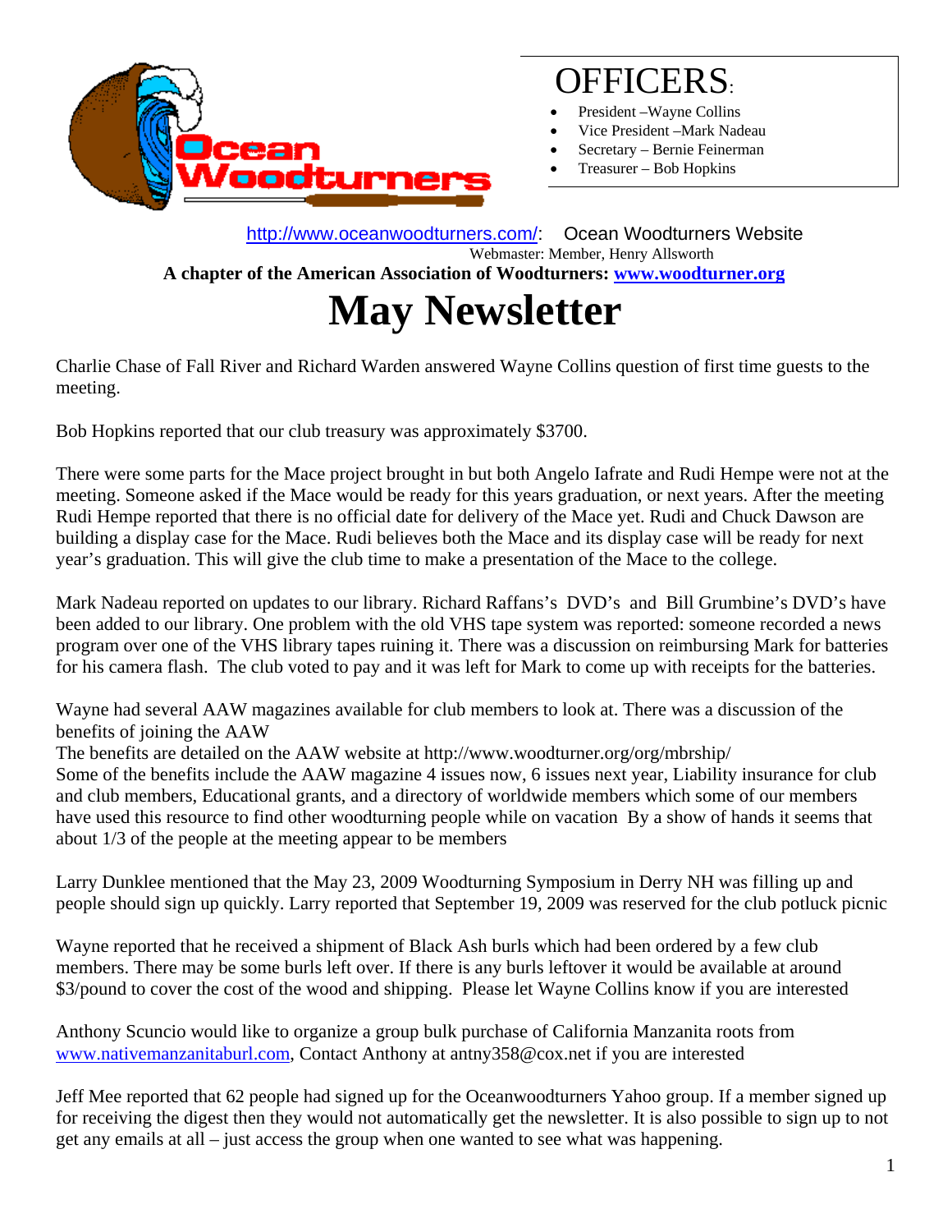Ocean Woodturners

# OFFICERS:

- President –Wayne Collins
- Vice President –Mark Nadeau
- Secretary – Bernie Feinerman
- Treasurer – Bob Hopkins

http://www.oceanwoodturners.com/: Ocean Woodturners Website

Webmaster: Member, Henry Allsworth

**A chapter of the American Association of Woodturners: www.woodturner.org**

# May Newsletter

Charlie Chase of Fall River and Richard Warden answered Wayne Collins question of first time guests to the meeting.

Bob Hopkins reported that our club treasury was approximately $3700.

There were some parts for the Mace project brought in but both Angelo Iafrate and Rudi Hempe were not at the meeting. Someone asked if the Mace would be ready for this years graduation, or next years. After the meeting Rudi Hempe reported that there is no official date for delivery of the Mace yet. Rudi and Chuck Dawson are building a display case for the Mace. Rudi believes both the Mace and its display case will be ready for next year's graduation. This will give the club time to make a presentation of the Mace to the college.

Mark Nadeau reported on updates to our library. Richard Raffans's DVD's and Bill Grumbine's DVD's have been added to our library. One problem with the old VHS tape system was reported: someone recorded a news program over one of the VHS library tapes ruining it. There was a discussion on reimbursing Mark for batteries for his camera flash. The club voted to pay and it was left for Mark to come up with receipts for the batteries.

Wayne had several AAW magazines available for club members to look at. There was a discussion of the benefits of joining the AAW

The benefits are detailed on the AAW website at http://www.woodturner.org/org/mbrship/

Some of the benefits include the AAW magazine 4 issues now, 6 issues next year, Liability insurance for club and club members, Educational grants, and a directory of worldwide members which some of our members have used this resource to find other woodturning people while on vacation By a show of hands it seems that about 1/3 of the people at the meeting appear to be members

Larry Dunklee mentioned that the May 23, 2009 Woodturning Symposium in Derry NH was filling up and people should sign up quickly. Larry reported that September 19, 2009 was reserved for the club potluck picnic

Wayne reported that he received a shipment of Black Ash burls which had been ordered by a few club members. There may be some burls left over. If there is any burls leftover it would be available at around $3/pound to cover the cost of the wood and shipping. Please let Wayne Collins know if you are interested

Anthony Scuncio would like to organize a group bulk purchase of California Manzanita roots from www.nativemanzanitaburl.com, Contact Anthony at antny358@cox.net if you are interested

Jeff Mee reported that 62 people had signed up for the Oceanwoodturners Yahoo group. If a member signed up for receiving the digest then they would not automatically get the newsletter. It is also possible to sign up to not get any emails at all – just access the group when one wanted to see what was happening.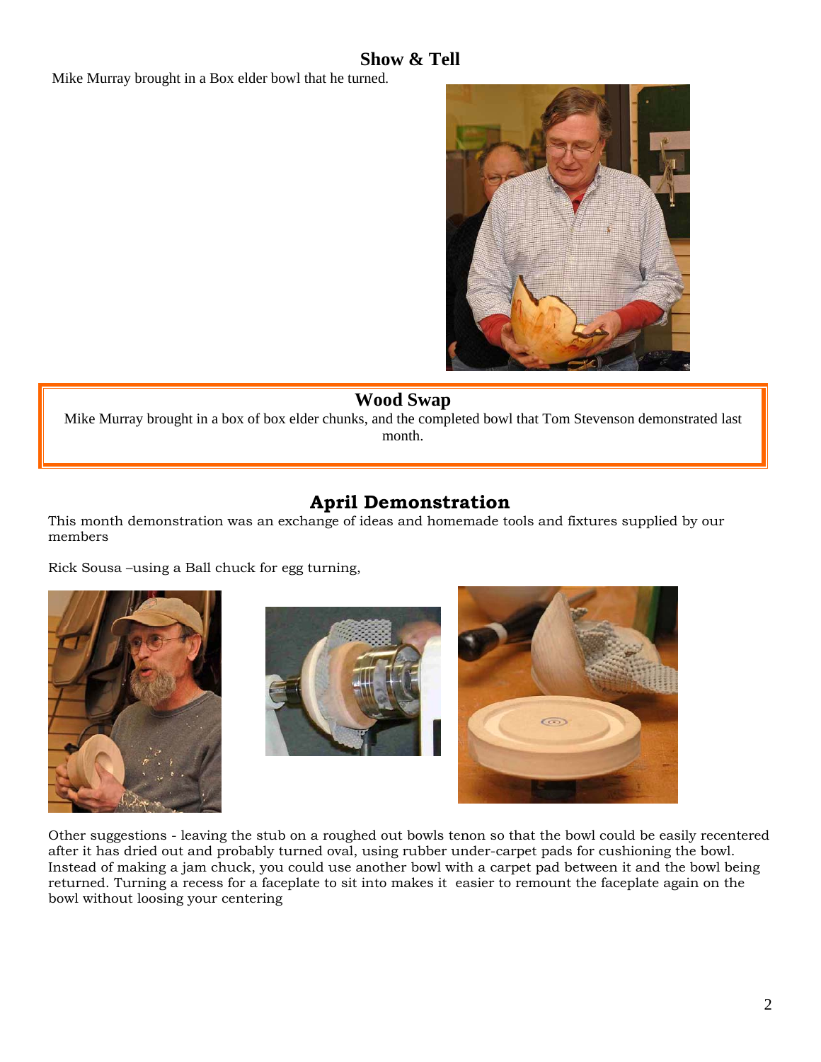## Show & Tell

Mike Murray brought in a Box elder bowl that he turned.

## Wood Swap

Mike Murray brought in a box of box elder chunks, and the completed bowl that Tom Stevenson demonstrated last month.

## April Demonstration

This month demonstration was an exchange of ideas and homemade tools and fixtures supplied by our members

Rick Sousa –using a Ball chuck for egg turning,

Other suggestions - leaving the stub on a roughed out bowls tenon so that the bowl could be easily recentered after it has dried out and probably turned oval, using rubber under-carpet pads for cushioning the bowl. Instead of making a jam chuck, you could use another bowl with a carpet pad between it and the bowl being returned. Turning a recess for a faceplate to sit into makes it easier to remount the faceplate again on the bowl without loosing your centering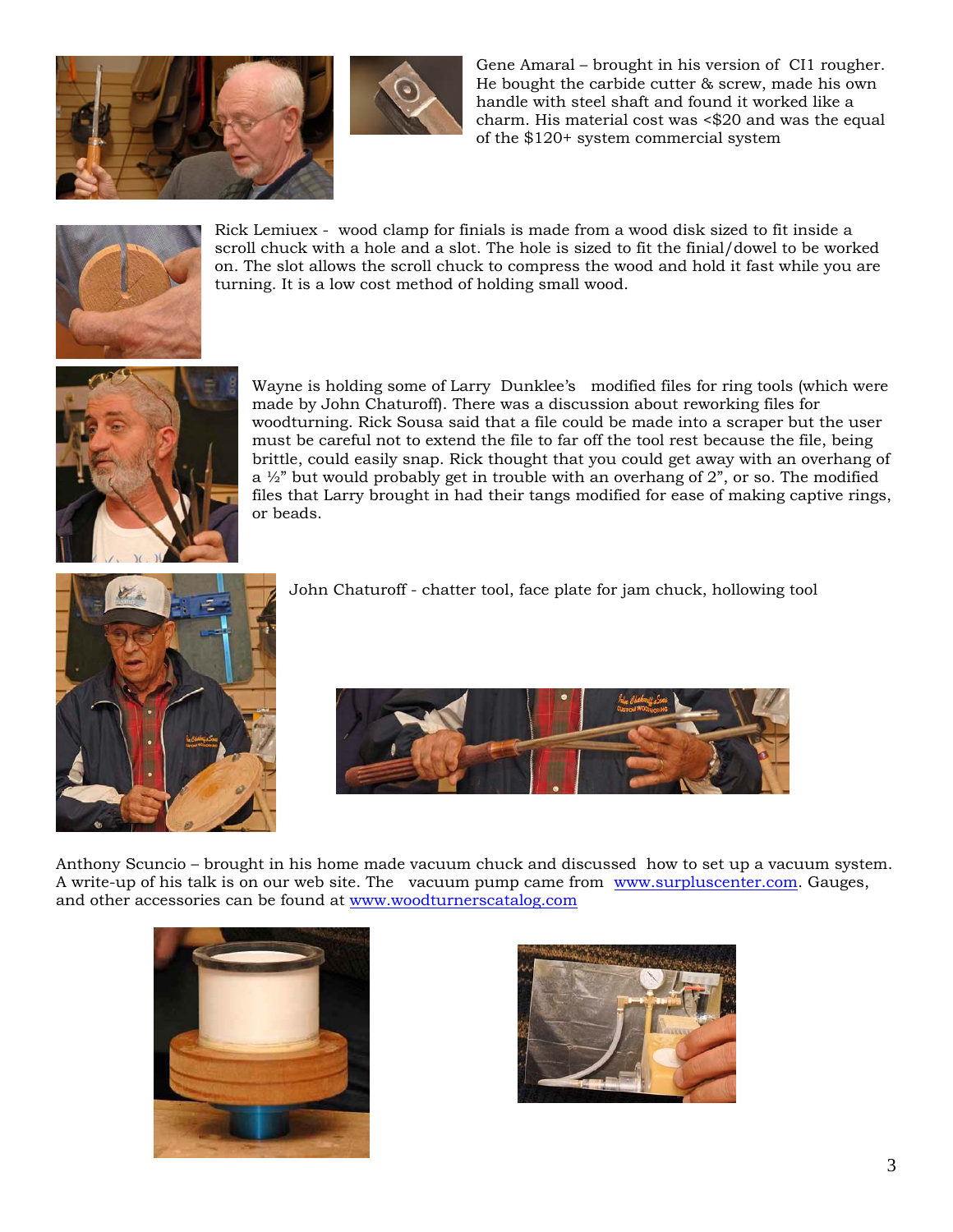Gene Amaral – brought in his version of CI1 rougher. He bought the carbide cutter & screw, made his own handle with steel shaft and found it worked like a charm. His material cost was <$20 and was the equal of the $120+ system commercial system

Rick Lemiuex - wood clamp for finials is made from a wood disk sized to fit inside a scroll chuck with a hole and a slot. The hole is sized to fit the finial/dowel to be worked on. The slot allows the scroll chuck to compress the wood and hold it fast while you are turning. It is a low cost method of holding small wood.

Wayne is holding some of Larry Dunklee's modified files for ring tools (which were made by John Chaturoff). There was a discussion about reworking files for woodturning. Rick Sousa said that a file could be made into a scraper but the user must be careful not to extend the file to far off the tool rest because the file, being brittle, could easily snap. Rick thought that you could get away with an overhang of a ½" but would probably get in trouble with an overhang of 2", or so. The modified files that Larry brought in had their tangs modified for ease of making captive rings, or beads.

John Chaturoff - chatter tool, face plate for jam chuck, hollowing tool

Anthony Scuncio – brought in his home made vacuum chuck and discussed how to set up a vacuum system. A write-up of his talk is on our web site. The vacuum pump came from [www.surpluscenter.com](http://www.surpluscenter.com). Gauges, and other accessories can be found at [www.woodturnerscatalog.com](http://www.woodturnerscatalog.com)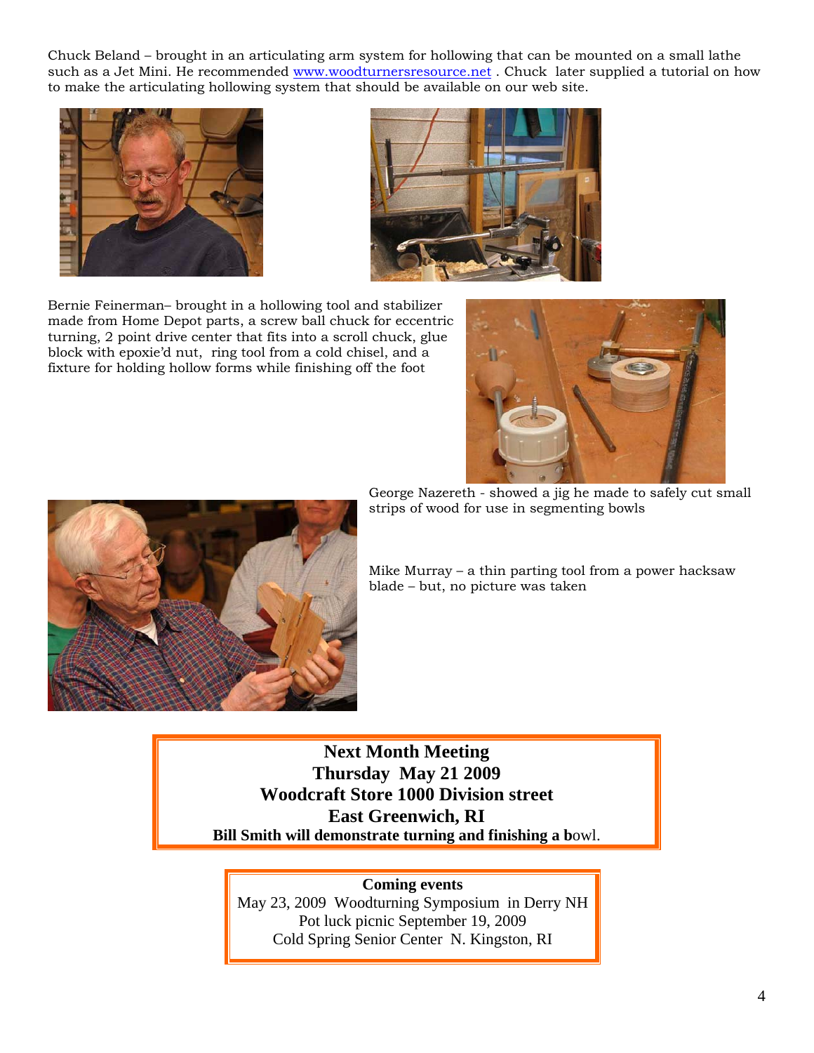Chuck Beland – brought in an articulating arm system for hollowing that can be mounted on a small lathe such as a Jet Mini. He recommended [www.woodturnersresource.net](http://www.woodturnersresource.net) . Chuck later supplied a tutorial on how to make the articulating hollowing system that should be available on our web site.

Bernie Feinerman– brought in a hollowing tool and stabilizer made from Home Depot parts, a screw ball chuck for eccentric turning, 2 point drive center that fits into a scroll chuck, glue block with epoxie'd nut, ring tool from a cold chisel, and a fixture for holding hollow forms while finishing off the foot

George Nazereth - showed a jig he made to safely cut small strips of wood for use in segmenting bowls

Mike Murray – a thin parting tool from a power hacksaw blade – but, no picture was taken

**Next Month Meeting**
**Thursday May 21 2009**
**Woodcraft Store 1000 Division street**
**East Greenwich, RI**
**Bill Smith will demonstrate turning and finishing a b**owl.

**Coming events**
May 23, 2009 Woodturning Symposium in Derry NH
Pot luck picnic September 19, 2009
Cold Spring Senior Center N. Kingston, RI